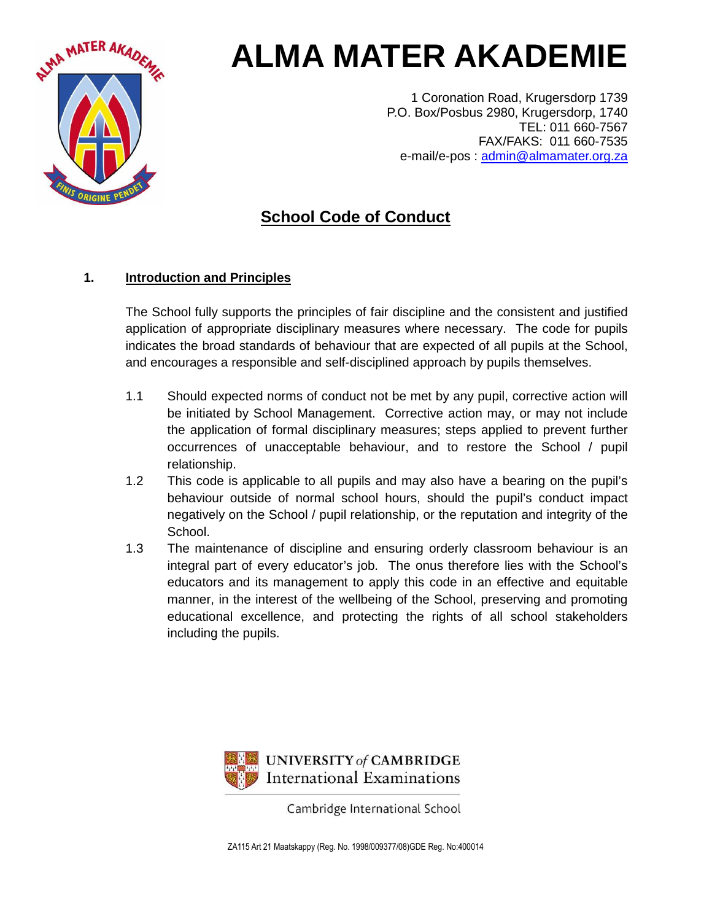# ALMA MATER AKADEMIE

1 Coronation Road, Krugersdorp 1739
P.O. Box/Posbus 2980, Krugersdorp, 1740
TEL: 011 660-7567
FAX/FAKS: 011 660-7535
e-mail/e-pos : admin@almamater.org.za

## School Code of Conduct

### 1. Introduction and Principles

The School fully supports the principles of fair discipline and the consistent and justified application of appropriate disciplinary measures where necessary. The code for pupils indicates the broad standards of behaviour that are expected of all pupils at the School, and encourages a responsible and self-disciplined approach by pupils themselves.

1.1 Should expected norms of conduct not be met by any pupil, corrective action will be initiated by School Management. Corrective action may, or may not include the application of formal disciplinary measures; steps applied to prevent further occurrences of unacceptable behaviour, and to restore the School / pupil relationship.

1.2 This code is applicable to all pupils and may also have a bearing on the pupil's behaviour outside of normal school hours, should the pupil's conduct impact negatively on the School / pupil relationship, or the reputation and integrity of the School.

1.3 The maintenance of discipline and ensuring orderly classroom behaviour is an integral part of every educator's job. The onus therefore lies with the School's educators and its management to apply this code in an effective and equitable manner, in the interest of the wellbeing of the School, preserving and promoting educational excellence, and protecting the rights of all school stakeholders including the pupils.

UNIVERSITY of CAMBRIDGE
International Examinations

Cambridge International School

ZA115 Art 21 Maatskappy (Reg. No. 1998/009377/08)GDE Reg. No:400014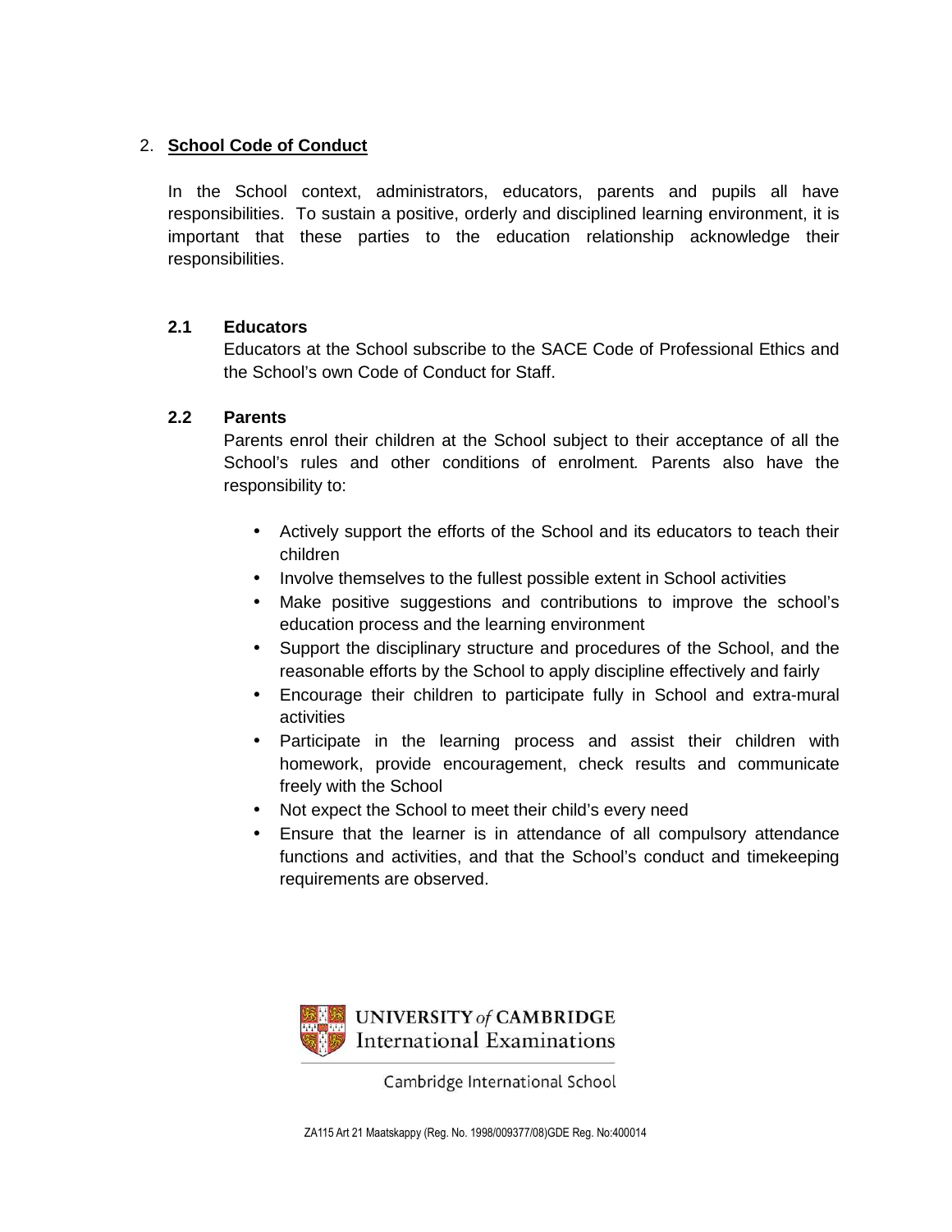## 2. **School Code of Conduct**

In the School context, administrators, educators, parents and pupils all have responsibilities. To sustain a positive, orderly and disciplined learning environment, it is important that these parties to the education relationship acknowledge their responsibilities.

### 2.1 Educators

Educators at the School subscribe to the SACE Code of Professional Ethics and the School's own Code of Conduct for Staff.

### 2.2 Parents

Parents enrol their children at the School subject to their acceptance of all the School's rules and other conditions of enrolment. Parents also have the responsibility to:

- Actively support the efforts of the School and its educators to teach their children
- Involve themselves to the fullest possible extent in School activities
- Make positive suggestions and contributions to improve the school's education process and the learning environment
- Support the disciplinary structure and procedures of the School, and the reasonable efforts by the School to apply discipline effectively and fairly
- Encourage their children to participate fully in School and extra-mural activities
- Participate in the learning process and assist their children with homework, provide encouragement, check results and communicate freely with the School
- Not expect the School to meet their child's every need
- Ensure that the learner is in attendance of all compulsory attendance functions and activities, and that the School's conduct and timekeeping requirements are observed.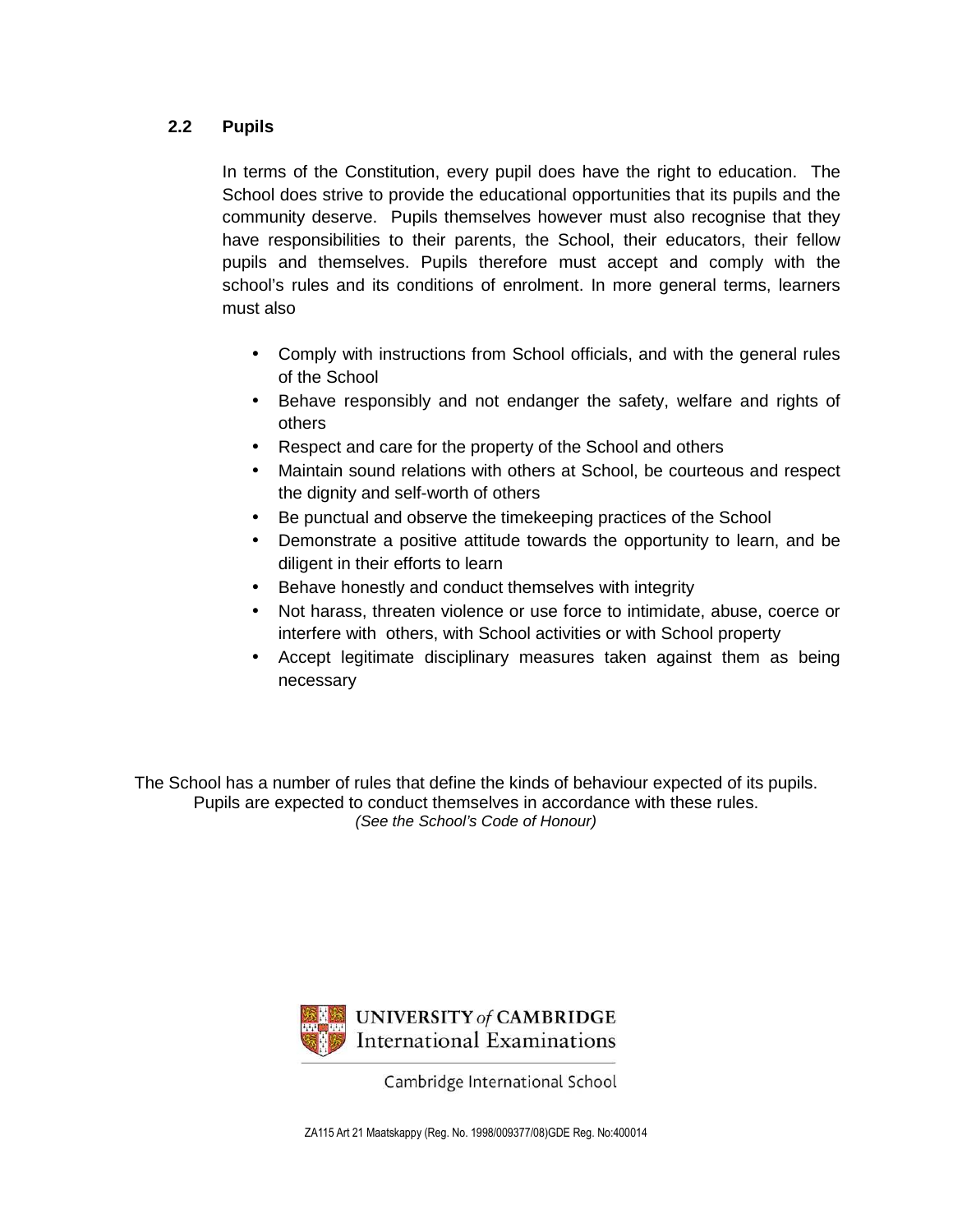## 2.2 Pupils

In terms of the Constitution, every pupil does have the right to education. The School does strive to provide the educational opportunities that its pupils and the community deserve. Pupils themselves however must also recognise that they have responsibilities to their parents, the School, their educators, their fellow pupils and themselves. Pupils therefore must accept and comply with the school's rules and its conditions of enrolment. In more general terms, learners must also

- Comply with instructions from School officials, and with the general rules of the School
- Behave responsibly and not endanger the safety, welfare and rights of others
- Respect and care for the property of the School and others
- Maintain sound relations with others at School, be courteous and respect the dignity and self-worth of others
- Be punctual and observe the timekeeping practices of the School
- Demonstrate a positive attitude towards the opportunity to learn, and be diligent in their efforts to learn
- Behave honestly and conduct themselves with integrity
- Not harass, threaten violence or use force to intimidate, abuse, coerce or interfere with others, with School activities or with School property
- Accept legitimate disciplinary measures taken against them as being necessary

The School has a number of rules that define the kinds of behaviour expected of its pupils. Pupils are expected to conduct themselves in accordance with these rules.

*(See the School's Code of Honour)*

UNIVERSITY *of* CAMBRIDGE
International Examinations

Cambridge International School

ZA115 Art 21 Maatskappy (Reg. No. 1998/009377/08)GDE Reg. No:400014